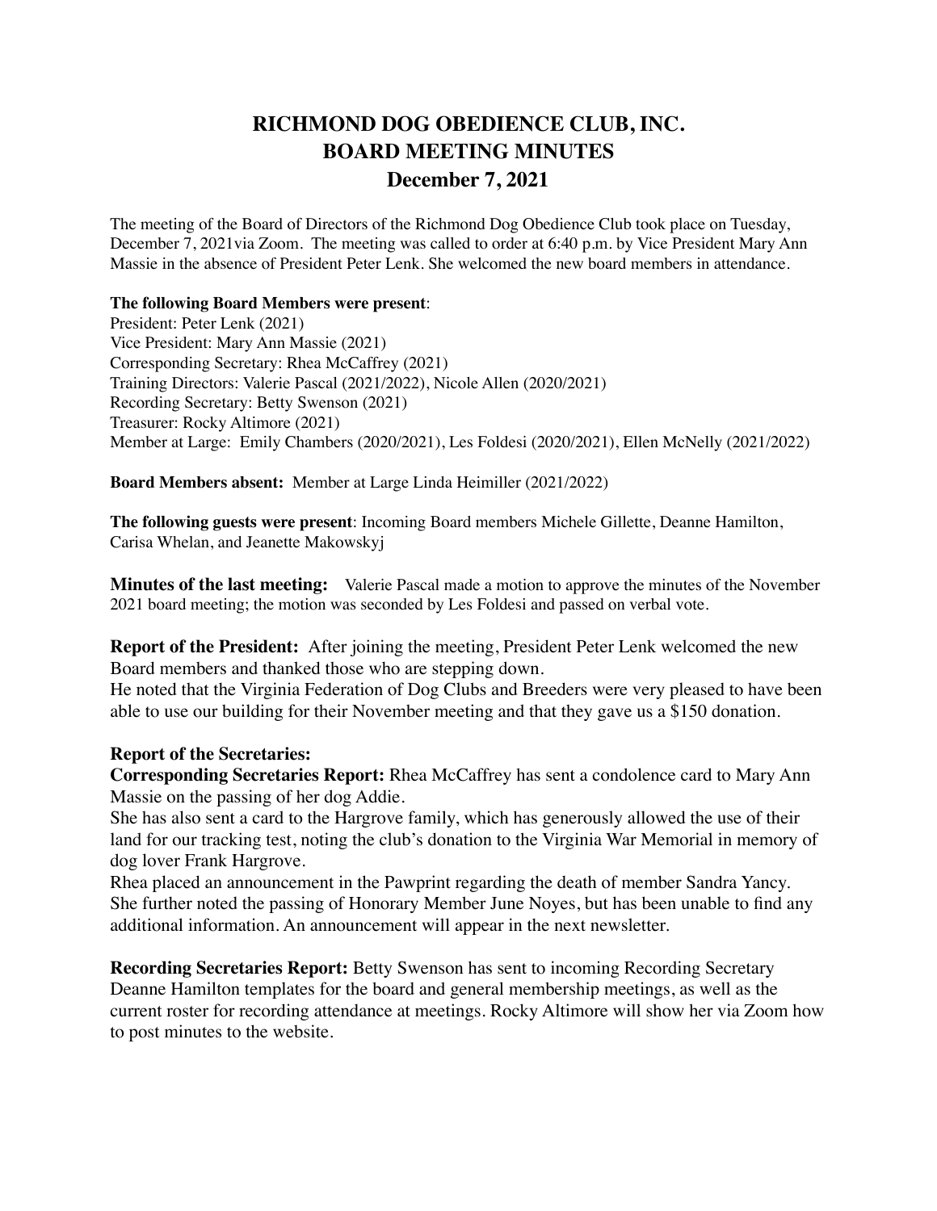# RICHMOND DOG OBEDIENCE CLUB, INC.
# BOARD MEETING MINUTES
# December 7, 2021

The meeting of the Board of Directors of the Richmond Dog Obedience Club took place on Tuesday, December 7, 2021via Zoom. The meeting was called to order at 6:40 p.m. by Vice President Mary Ann Massie in the absence of President Peter Lenk. She welcomed the new board members in attendance.

**The following Board Members were present**:
President: Peter Lenk (2021)
Vice President: Mary Ann Massie (2021)
Corresponding Secretary: Rhea McCaffrey (2021)
Training Directors: Valerie Pascal (2021/2022), Nicole Allen (2020/2021)
Recording Secretary: Betty Swenson (2021)
Treasurer: Rocky Altimore (2021)
Member at Large: Emily Chambers (2020/2021), Les Foldesi (2020/2021), Ellen McNelly (2021/2022)

**Board Members absent:** Member at Large Linda Heimiller (2021/2022)

**The following guests were present**: Incoming Board members Michele Gillette, Deanne Hamilton, Carisa Whelan, and Jeanette Makowskyj

**Minutes of the last meeting:** Valerie Pascal made a motion to approve the minutes of the November 2021 board meeting; the motion was seconded by Les Foldesi and passed on verbal vote.

**Report of the President:** After joining the meeting, President Peter Lenk welcomed the new Board members and thanked those who are stepping down.
He noted that the Virginia Federation of Dog Clubs and Breeders were very pleased to have been able to use our building for their November meeting and that they gave us a $150 donation.

**Report of the Secretaries:**

**Corresponding Secretaries Report:** Rhea McCaffrey has sent a condolence card to Mary Ann Massie on the passing of her dog Addie.
She has also sent a card to the Hargrove family, which has generously allowed the use of their land for our tracking test, noting the club's donation to the Virginia War Memorial in memory of dog lover Frank Hargrove.
Rhea placed an announcement in the Pawprint regarding the death of member Sandra Yancy.
She further noted the passing of Honorary Member June Noyes, but has been unable to find any additional information. An announcement will appear in the next newsletter.

**Recording Secretaries Report:** Betty Swenson has sent to incoming Recording Secretary Deanne Hamilton templates for the board and general membership meetings, as well as the current roster for recording attendance at meetings. Rocky Altimore will show her via Zoom how to post minutes to the website.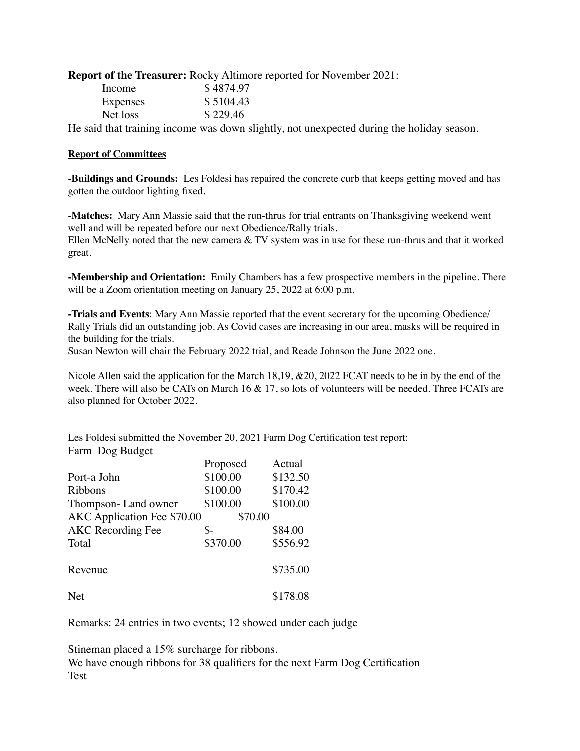**Report of the Treasurer:** Rocky Altimore reported for November 2021:

| | |
|---|---|
| Income | $ 4874.97 |
| Expenses | $ 5104.43 |
| Net loss | $ 229.46 |

He said that training income was down slightly, not unexpected during the holiday season.

**Report of Committees**

**-Buildings and Grounds:** Les Foldesi has repaired the concrete curb that keeps getting moved and has gotten the outdoor lighting fixed.

**-Matches:** Mary Ann Massie said that the run-thrus for trial entrants on Thanksgiving weekend went well and will be repeated before our next Obedience/Rally trials.
Ellen McNelly noted that the new camera & TV system was in use for these run-thrus and that it worked great.

**-Membership and Orientation:** Emily Chambers has a few prospective members in the pipeline. There will be a Zoom orientation meeting on January 25, 2022 at 6:00 p.m.

**-Trials and Events**: Mary Ann Massie reported that the event secretary for the upcoming Obedience/ Rally Trials did an outstanding job. As Covid cases are increasing in our area, masks will be required in the building for the trials.
Susan Newton will chair the February 2022 trial, and Reade Johnson the June 2022 one.

Nicole Allen said the application for the March 18,19, &20, 2022 FCAT needs to be in by the end of the week. There will also be CATs on March 16 & 17, so lots of volunteers will be needed. Three FCATs are also planned for October 2022.

Les Foldesi submitted the November 20, 2021 Farm Dog Certification test report:

Farm Dog Budget

| | Proposed | Actual |
|---|---|---|
| Port-a John | $100.00 | $132.50 |
| Ribbons | $100.00 | $170.42 |
| Thompson- Land owner | $100.00 | $100.00 |
| AKC Application Fee | $70.00 | $70.00 |
| AKC Recording Fee | $- | $84.00 |
| Total | $370.00 | $556.92 |
| Revenue | | $735.00 |
| Net | | $178.08 |

Remarks: 24 entries in two events; 12 showed under each judge

Stineman placed a 15% surcharge for ribbons.
We have enough ribbons for 38 qualifiers for the next Farm Dog Certification Test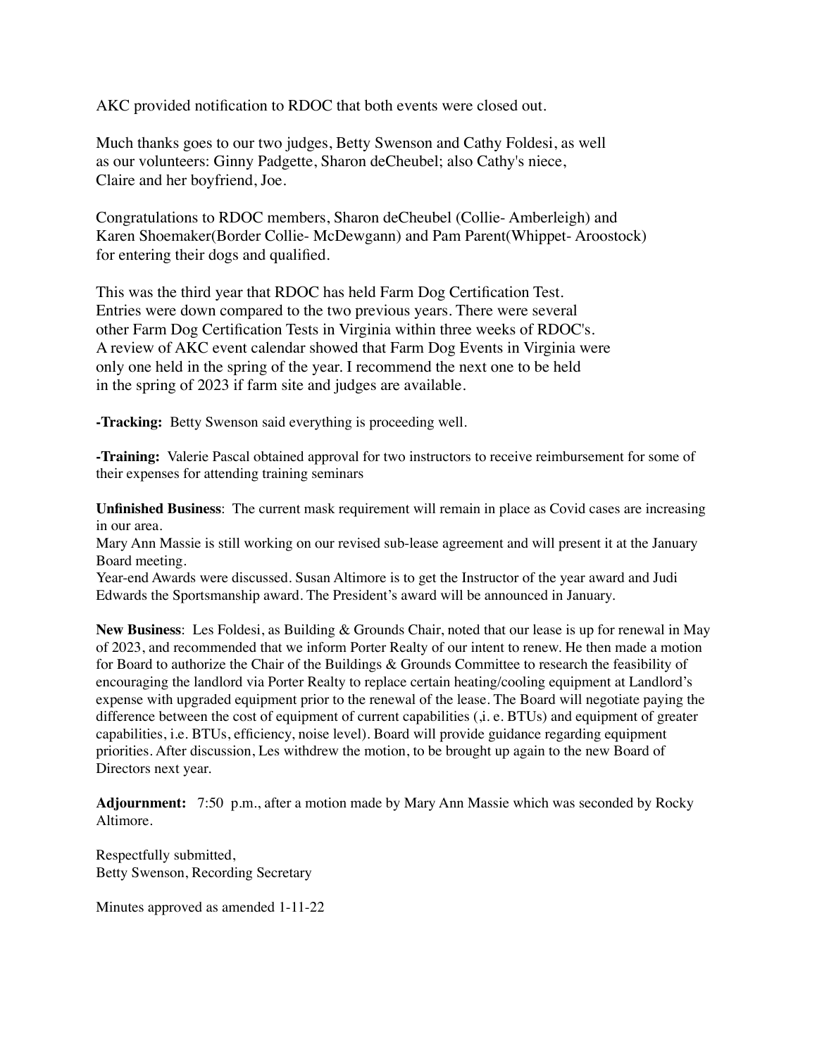AKC provided notification to RDOC that both events were closed out.

Much thanks goes to our two judges, Betty Swenson and Cathy Foldesi, as well as our volunteers: Ginny Padgette, Sharon deCheubel; also Cathy's niece, Claire and her boyfriend, Joe.

Congratulations to RDOC members, Sharon deCheubel (Collie- Amberleigh) and Karen Shoemaker(Border Collie- McDewgann) and Pam Parent(Whippet- Aroostock) for entering their dogs and qualified.

This was the third year that RDOC has held Farm Dog Certification Test. Entries were down compared to the two previous years. There were several other Farm Dog Certification Tests in Virginia within three weeks of RDOC's. A review of AKC event calendar showed that Farm Dog Events in Virginia were only one held in the spring of the year. I recommend the next one to be held in the spring of 2023 if farm site and judges are available.

**-Tracking:** Betty Swenson said everything is proceeding well.

**-Training:** Valerie Pascal obtained approval for two instructors to receive reimbursement for some of their expenses for attending training seminars

**Unfinished Business**: The current mask requirement will remain in place as Covid cases are increasing in our area.
Mary Ann Massie is still working on our revised sub-lease agreement and will present it at the January Board meeting.
Year-end Awards were discussed. Susan Altimore is to get the Instructor of the year award and Judi Edwards the Sportsmanship award. The President's award will be announced in January.

**New Business**: Les Foldesi, as Building & Grounds Chair, noted that our lease is up for renewal in May of 2023, and recommended that we inform Porter Realty of our intent to renew. He then made a motion for Board to authorize the Chair of the Buildings & Grounds Committee to research the feasibility of encouraging the landlord via Porter Realty to replace certain heating/cooling equipment at Landlord's expense with upgraded equipment prior to the renewal of the lease. The Board will negotiate paying the difference between the cost of equipment of current capabilities (,i. e. BTUs) and equipment of greater capabilities, i.e. BTUs, efficiency, noise level). Board will provide guidance regarding equipment priorities. After discussion, Les withdrew the motion, to be brought up again to the new Board of Directors next year.

**Adjournment:** 7:50 p.m., after a motion made by Mary Ann Massie which was seconded by Rocky Altimore.

Respectfully submitted,
Betty Swenson, Recording Secretary

Minutes approved as amended 1-11-22